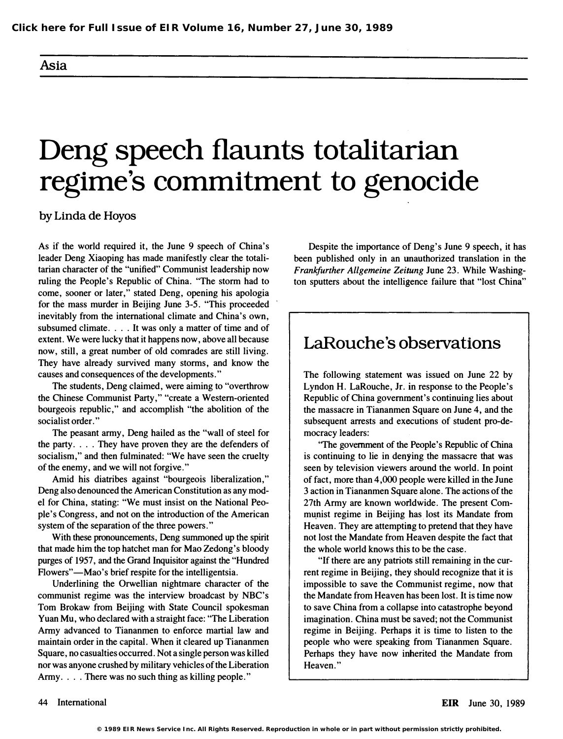Asia

# Deng speech flaunts totalitarian regime's commitment to genocide

by Linda de Hoyos

As if the world required it, the June 9 speech of China's leader Deng Xiaoping has made manifestly clear the totalitarian character of the "unified" Communist leadership now ruling the People's Republic of China. "The storm had to come, sooner or later," stated Deng, opening his apologia for the mass murder in Beijing June 3-5. "This proceeded inevitably from the international climate and China's own, subsumed climate. . . . It was only a matter of time and of extent. We were lucky that it happens now, above all because now, still, a great number of old comrades are still living. They have already survived many storms, and know the causes and consequences of the developments."

The students, Deng claimed, were aiming to "overthrow the Chinese Communist Party," "create a Western-oriented bourgeois republic," and accomplish "the abolition of the socialist order."

The peasant army, Deng hailed as the "wall of steel for the party. . . . They have proven they are the defenders of socialism," and then fulminated: "We have seen the cruelty of the enemy, and we will not forgive."

Amid his diatribes against "bourgeois liberalization," Deng also denounced the American Constitution as any model for China, stating: "We must insist on the National People's Congress, and not on the introduction of the American system of the separation of the three powers."

With these pronouncements, Deng summoned up the spirit that made him the top hatchet man for Mao Zedong's bloody purges of 1957, and the Grand Inquisitor against the "Hundred Flowers"—Mao's brief respite for the intelligentsia.

Underlining the Orwellian nightmare character of the communist regime was the interview broadcast by NBC's Tom Brokaw from Beijing with State Council spokesman Yuan Mu, who declared with a straight face: "The Liberation Army advanced to Tiananmen to enforce martial law and maintain order in the capital. When it cleared up Tiananmen Square, no casualties occurred. Not a single person was killed nor was anyone crushed by military vehicles of the Liberation Army. . . . There was no such thing as killing people."

Despite the importance of Deng's June 9 speech, it has been published only in an unauthorized translation in the *Frankfurther Allgemeine Zeitung* June 23. While Washington sputters about the intelligence failure that "lost China"

## LaRouche's observations

The following statement was issued on June 22 by Lyndon H. LaRouche, Jr. in response to the People's Republic of China government's continuing lies about the massacre in Tiananmen Square on June 4, and the subsequent arrests and executions of student pro-democracy leaders:

"The government of the People's Republic of China is continuing to lie in denying the massacre that was seen by television viewers around the world. In point of fact, more than 4,000 people were killed in the June 3 action in Tiananmen Square alone. The actions of the 27th Army are known worldwide. The present Communist regime in Beijing has lost its Mandate from Heaven. They are attempting to pretend that they have not lost the Mandate from Heaven despite the fact that the whole world knows this to be the case.

"If there are any patriots still remaining in the current regime in Beijing, they should recognize that it is impossible to save the Communist regime, now that the Mandate from Heaven has been lost. It is time now to save China from a collapse into catastrophe beyond imagination. China must be saved; not the Communist regime in Beijing. Perhaps it is time to listen to the people who were speaking from Tiananmen Square. Perhaps they have now inherited the Mandate from Heaven."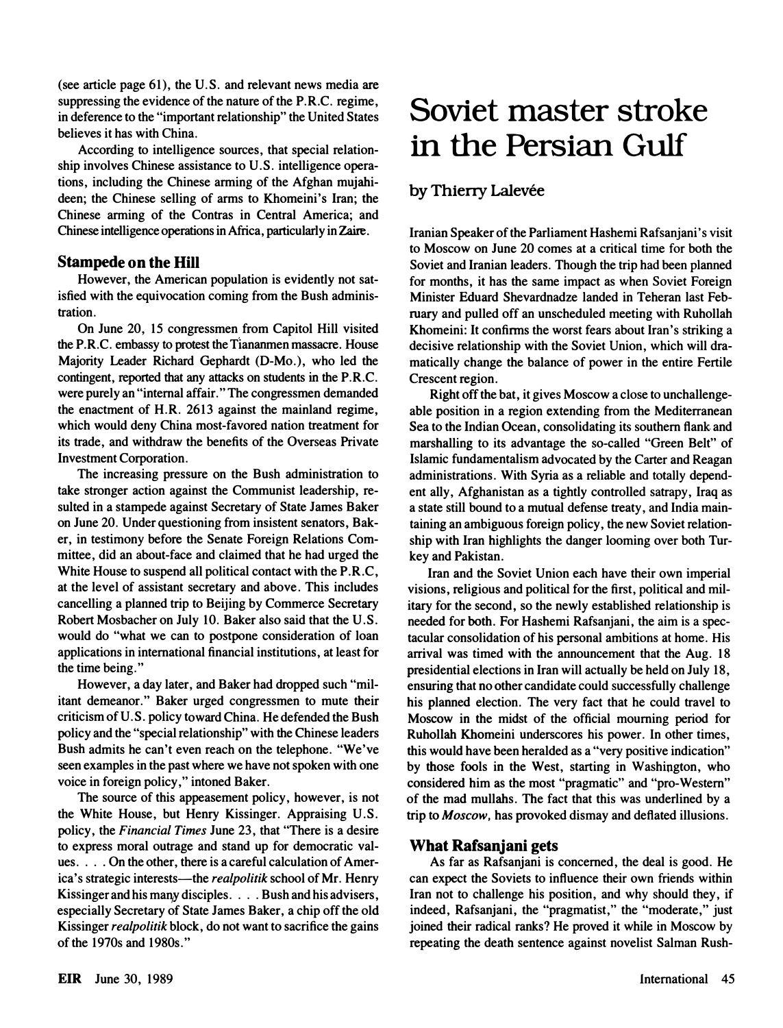(see article page 61), the U.S. and relevant news media are suppressing the evidence of the nature of the P.R.C. regime, in deference to the "important relationship" the United States believes it has with China.

According to intelligence sources, that special relationship involves Chinese assistance to U.S. intelligence operations, including the Chinese arming of the Afghan mujahideen; the Chinese selling of arms to Khomeini's Iran; the Chinese arming of the Contras in Central America; and Chinese intelligence operations in Africa, particularly in Zaire.

### Stampede on the Hill

However, the American population is evidently not satisfied with the equivocation coming from the Bush administration.

On June 20, 15 congressmen from Capitol Hill visited the P.R.C. embassy to protest the Tiananmen massacre. House Majority Leader Richard Gephardt (D-Mo.), who led the contingent, reported that any attacks on students in the P.R.C. were purely an "internal affair." The congressmen demanded the enactment of H.R. 2613 against the mainland regime, which would deny China most-favored nation treatment for its trade, and withdraw the benefits of the Overseas Private Investment Corporation.

The increasing pressure on the Bush administration to take stronger action against the Communist leadership, resulted in a stampede against Secretary of State James Baker on June 20. Under questioning from insistent senators, Baker, in testimony before the Senate Foreign Relations Committee, did an about-face and claimed that he had urged the White House to suspend all political contact with the P.R.C, at the level of assistant secretary and above. This includes cancelling a planned trip to Beijing by Commerce Secretary Robert Mosbacher on July 10. Baker also said that the U.S. would do "what we can to postpone consideration of loan applications in international financial institutions, at least for the time being."

However, a day later, and Baker had dropped such "militant demeanor." Baker urged congressmen to mute their criticism of U.S. policy toward China. He defended the Bush policy and the "special relationship" with the Chinese leaders Bush admits he can't even reach on the telephone. "We've seen examples in the past where we have not spoken with one voice in foreign policy," intoned Baker.

The source of this appeasement policy, however, is not the White House, but Henry Kissinger. Appraising U.S. policy, the *Financial Times* June 23, that "There is a desire to express moral outrage and stand up for democratic values. . . . On the other, there is a careful calculation of America's strategic interests—the *realpolitik* school of Mr. Henry Kissinger and his many disciples. . . . Bush and his advisers, especially Secretary of State James Baker, a chip off the old Kissinger *realpolitik* block, do not want to sacrifice the gains of the 1970s and 1980s."

# Soviet master stroke in the Persian Gulf

by Thierry Lalevée

Iranian Speaker of the Parliament Hashemi Rafsanjani's visit to Moscow on June 20 comes at a critical time for both the Soviet and Iranian leaders. Though the trip had been planned for months, it has the same impact as when Soviet Foreign Minister Eduard Shevardnadze landed in Teheran last February and pulled off an unscheduled meeting with Ruhollah Khomeini: It confirms the worst fears about Iran's striking a decisive relationship with the Soviet Union, which will dramatically change the balance of power in the entire Fertile Crescent region.

Right off the bat, it gives Moscow a close to unchallengeable position in a region extending from the Mediterranean Sea to the Indian Ocean, consolidating its southern flank and marshalling to its advantage the so-called "Green Belt" of Islamic fundamentalism advocated by the Carter and Reagan administrations. With Syria as a reliable and totally dependent ally, Afghanistan as a tightly controlled satrapy, Iraq as a state still bound to a mutual defense treaty, and India maintaining an ambiguous foreign policy, the new Soviet relationship with Iran highlights the danger looming over both Turkey and Pakistan.

Iran and the Soviet Union each have their own imperial visions, religious and political for the first, political and military for the second, so the newly established relationship is needed for both. For Hashemi Rafsanjani, the aim is a spectacular consolidation of his personal ambitions at home. His arrival was timed with the announcement that the Aug. 18 presidential elections in Iran will actually be held on July 18, ensuring that no other candidate could successfully challenge his planned election. The very fact that he could travel to Moscow in the midst of the official mourning period for Ruhollah Khomeini underscores his power. In other times, this would have been heralded as a "very positive indication" by those fools in the West, starting in Washington, who considered him as the most "pragmatic" and "pro-Western" of the mad mullahs. The fact that this was underlined by a trip to *Moscow*, has provoked dismay and deflated illusions.

### What Rafsanjani gets

As far as Rafsanjani is concerned, the deal is good. He can expect the Soviets to influence their own friends within Iran not to challenge his position, and why should they, if indeed, Rafsanjani, the "pragmatist," the "moderate," just joined their radical ranks? He proved it while in Moscow by repeating the death sentence against novelist Salman Rush-